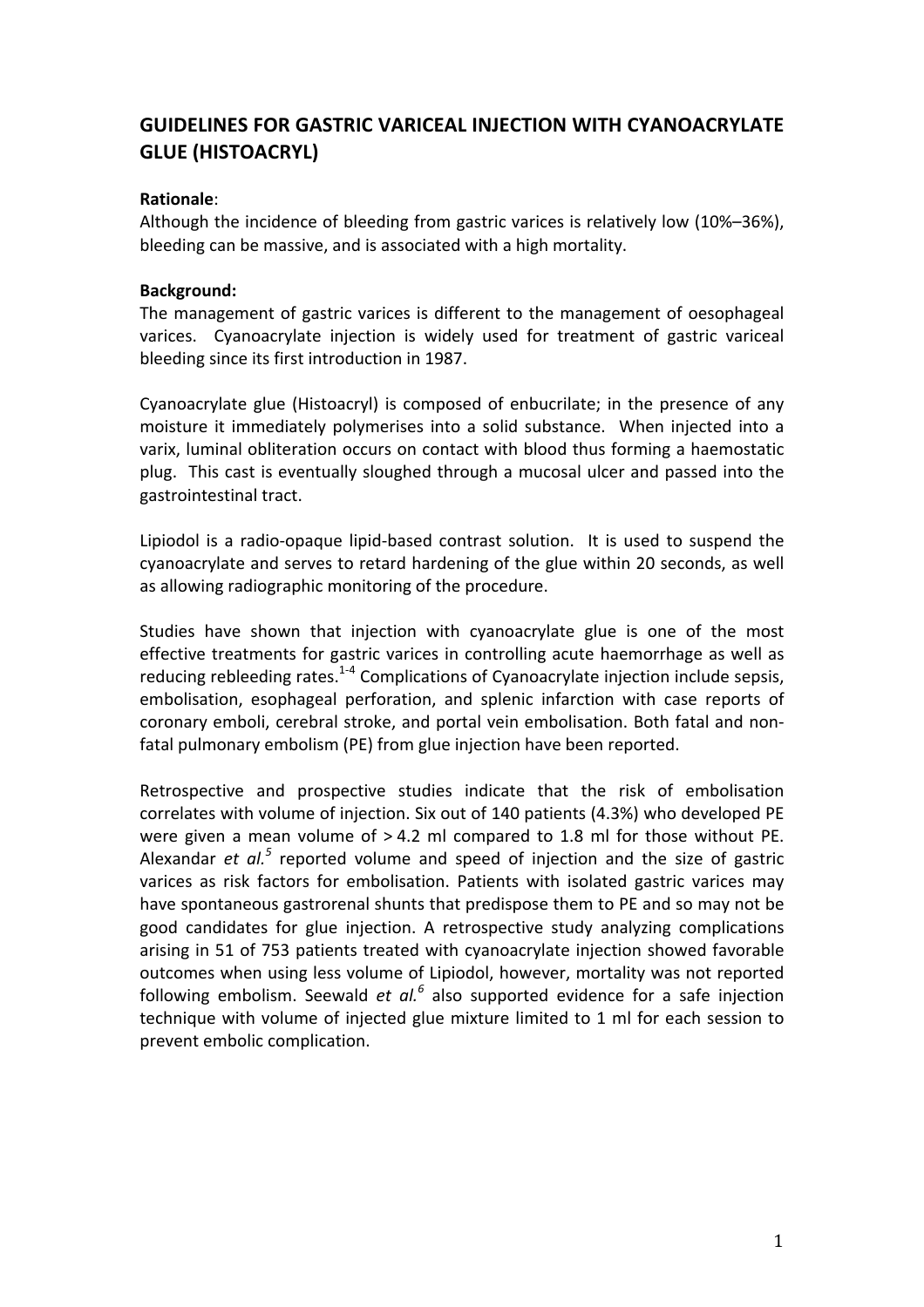# GUIDELINES FOR GASTRIC VARICEAL INJECTION WITH CYANOACRYLATE GLUE (HISTOACRYL)

**Rationale**:

Although the incidence of bleeding from gastric varices is relatively low (10%–36%), bleeding can be massive, and is associated with a high mortality.

**Background:**

The management of gastric varices is different to the management of oesophageal varices. Cyanoacrylate injection is widely used for treatment of gastric variceal bleeding since its first introduction in 1987.

Cyanoacrylate glue (Histoacryl) is composed of enbucrilate; in the presence of any moisture it immediately polymerises into a solid substance. When injected into a varix, luminal obliteration occurs on contact with blood thus forming a haemostatic plug. This cast is eventually sloughed through a mucosal ulcer and passed into the gastrointestinal tract.

Lipiodol is a radio-opaque lipid-based contrast solution. It is used to suspend the cyanoacrylate and serves to retard hardening of the glue within 20 seconds, as well as allowing radiographic monitoring of the procedure.

Studies have shown that injection with cyanoacrylate glue is one of the most effective treatments for gastric varices in controlling acute haemorrhage as well as reducing rebleeding rates.[1-4] Complications of Cyanoacrylate injection include sepsis, embolisation, esophageal perforation, and splenic infarction with case reports of coronary emboli, cerebral stroke, and portal vein embolisation. Both fatal and non-fatal pulmonary embolism (PE) from glue injection have been reported.

Retrospective and prospective studies indicate that the risk of embolisation correlates with volume of injection. Six out of 140 patients (4.3%) who developed PE were given a mean volume of > 4.2 ml compared to 1.8 ml for those without PE. Alexandar *et al.*[5] reported volume and speed of injection and the size of gastric varices as risk factors for embolisation. Patients with isolated gastric varices may have spontaneous gastrorenal shunts that predispose them to PE and so may not be good candidates for glue injection. A retrospective study analyzing complications arising in 51 of 753 patients treated with cyanoacrylate injection showed favorable outcomes when using less volume of Lipiodol, however, mortality was not reported following embolism. Seewald *et al.*[6] also supported evidence for a safe injection technique with volume of injected glue mixture limited to 1 ml for each session to prevent embolic complication.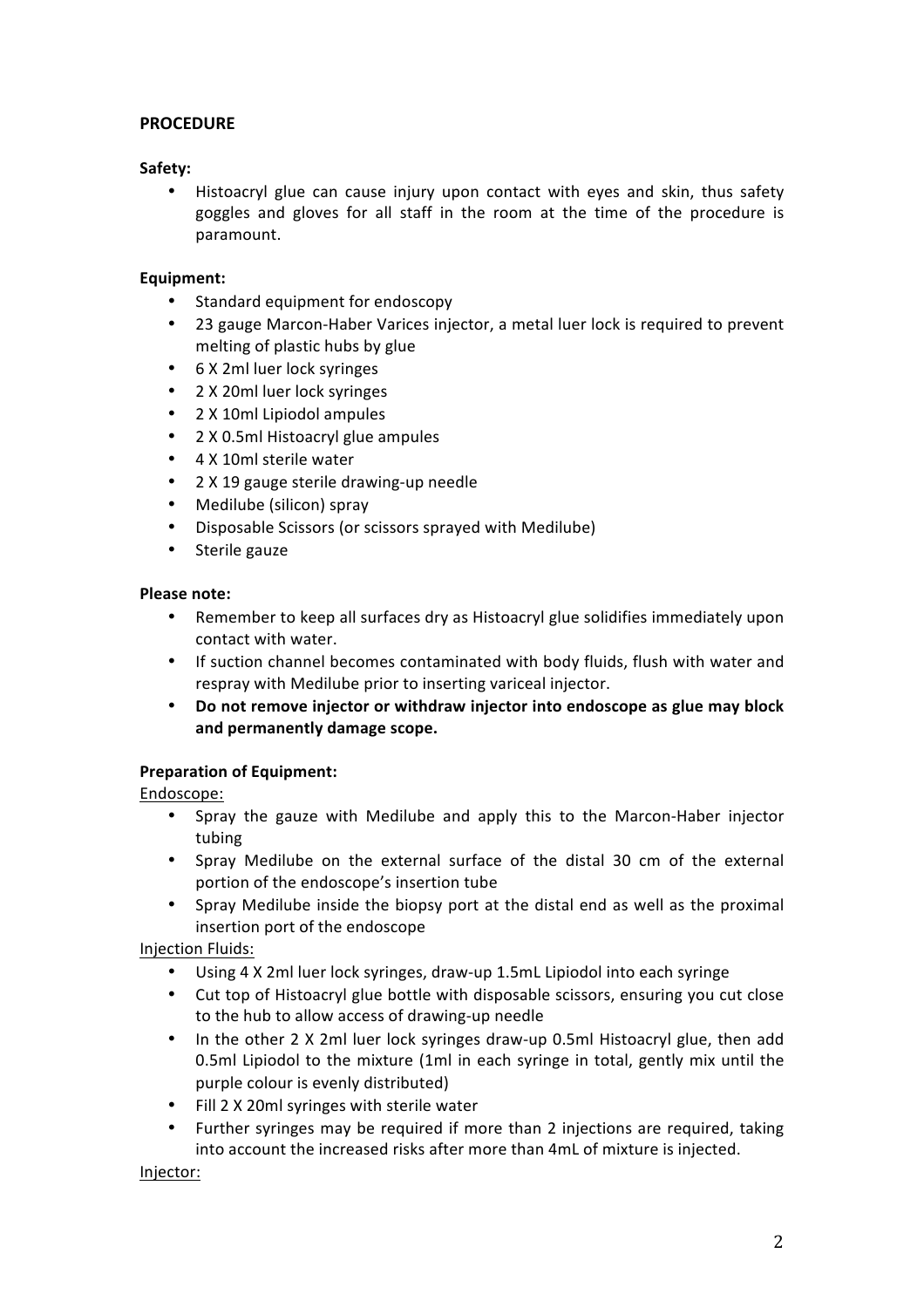## PROCEDURE

**Safety:**

- Histoacryl glue can cause injury upon contact with eyes and skin, thus safety goggles and gloves for all staff in the room at the time of the procedure is paramount.

**Equipment:**

- Standard equipment for endoscopy
- 23 gauge Marcon-Haber Varices injector, a metal luer lock is required to prevent melting of plastic hubs by glue
- 6 X 2ml luer lock syringes
- 2 X 20ml luer lock syringes
- 2 X 10ml Lipiodol ampules
- 2 X 0.5ml Histoacryl glue ampules
- 4 X 10ml sterile water
- 2 X 19 gauge sterile drawing-up needle
- Medilube (silicon) spray
- Disposable Scissors (or scissors sprayed with Medilube)
- Sterile gauze

**Please note:**

- Remember to keep all surfaces dry as Histoacryl glue solidifies immediately upon contact with water.
- If suction channel becomes contaminated with body fluids, flush with water and respray with Medilube prior to inserting variceal injector.
- **Do not remove injector or withdraw injector into endoscope as glue may block and permanently damage scope.**

**Preparation of Equipment:**

Endoscope:

- Spray the gauze with Medilube and apply this to the Marcon-Haber injector tubing
- Spray Medilube on the external surface of the distal 30 cm of the external portion of the endoscope's insertion tube
- Spray Medilube inside the biopsy port at the distal end as well as the proximal insertion port of the endoscope

Injection Fluids:

- Using 4 X 2ml luer lock syringes, draw-up 1.5mL Lipiodol into each syringe
- Cut top of Histoacryl glue bottle with disposable scissors, ensuring you cut close to the hub to allow access of drawing-up needle
- In the other 2 X 2ml luer lock syringes draw-up 0.5ml Histoacryl glue, then add 0.5ml Lipiodol to the mixture (1ml in each syringe in total, gently mix until the purple colour is evenly distributed)
- Fill 2 X 20ml syringes with sterile water
- Further syringes may be required if more than 2 injections are required, taking into account the increased risks after more than 4mL of mixture is injected.

Injector: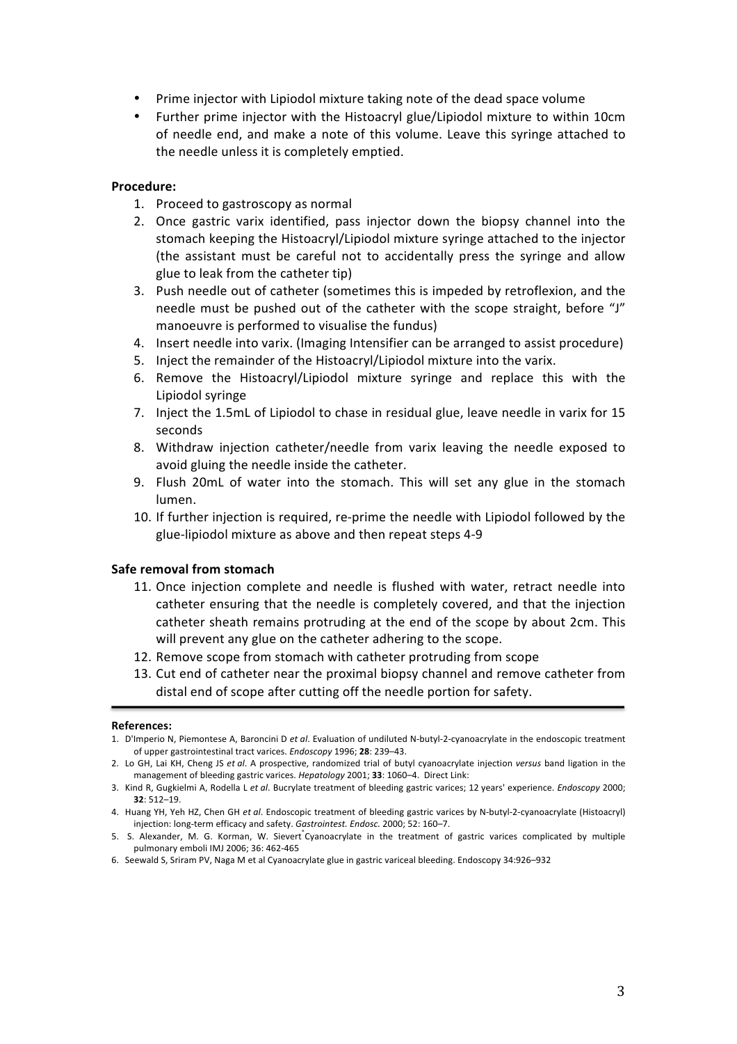- Prime injector with Lipiodol mixture taking note of the dead space volume
- Further prime injector with the Histoacryl glue/Lipiodol mixture to within 10cm of needle end, and make a note of this volume. Leave this syringe attached to the needle unless it is completely emptied.

**Procedure:**

1. Proceed to gastroscopy as normal
2. Once gastric varix identified, pass injector down the biopsy channel into the stomach keeping the Histoacryl/Lipiodol mixture syringe attached to the injector (the assistant must be careful not to accidentally press the syringe and allow glue to leak from the catheter tip)
3. Push needle out of catheter (sometimes this is impeded by retroflexion, and the needle must be pushed out of the catheter with the scope straight, before "J" manoeuvre is performed to visualise the fundus)
4. Insert needle into varix. (Imaging Intensifier can be arranged to assist procedure)
5. Inject the remainder of the Histoacryl/Lipiodol mixture into the varix.
6. Remove the Histoacryl/Lipiodol mixture syringe and replace this with the Lipiodol syringe
7. Inject the 1.5mL of Lipiodol to chase in residual glue, leave needle in varix for 15 seconds
8. Withdraw injection catheter/needle from varix leaving the needle exposed to avoid gluing the needle inside the catheter.
9. Flush 20mL of water into the stomach. This will set any glue in the stomach lumen.
10. If further injection is required, re-prime the needle with Lipiodol followed by the glue-lipiodol mixture as above and then repeat steps 4-9

**Safe removal from stomach**

11. Once injection complete and needle is flushed with water, retract needle into catheter ensuring that the needle is completely covered, and that the injection catheter sheath remains protruding at the end of the scope by about 2cm. This will prevent any glue on the catheter adhering to the scope.
12. Remove scope from stomach with catheter protruding from scope
13. Cut end of catheter near the proximal biopsy channel and remove catheter from distal end of scope after cutting off the needle portion for safety.

**References:**

1. D'Imperio N, Piemontese A, Baroncini D *et al*. Evaluation of undiluted N-butyl-2-cyanoacrylate in the endoscopic treatment of upper gastrointestinal tract varices. *Endoscopy* 1996; **28**: 239–43.
2. Lo GH, Lai KH, Cheng JS *et al*. A prospective, randomized trial of butyl cyanoacrylate injection *versus* band ligation in the management of bleeding gastric varices. *Hepatology* 2001; **33**: 1060–4. Direct Link:
3. Kind R, Gugkielmi A, Rodella L *et al*. Bucrylate treatment of bleeding gastric varices; 12 years' experience. *Endoscopy* 2000; **32**: 512–19.
4. Huang YH, Yeh HZ, Chen GH *et al*. Endoscopic treatment of bleeding gastric varices by N-butyl-2-cyanoacrylate (Histoacryl) injection: long-term efficacy and safety. *Gastrointest. Endosc.* 2000; 52: 160–7.
5. S. Alexander, M. G. Korman, W. Sievert* Cyanoacrylate in the treatment of gastric varices complicated by multiple pulmonary emboli IMJ 2006; 36: 462-465
6. Seewald S, Sriram PV, Naga M et al Cyanoacrylate glue in gastric variceal bleeding. Endoscopy 34:926–932